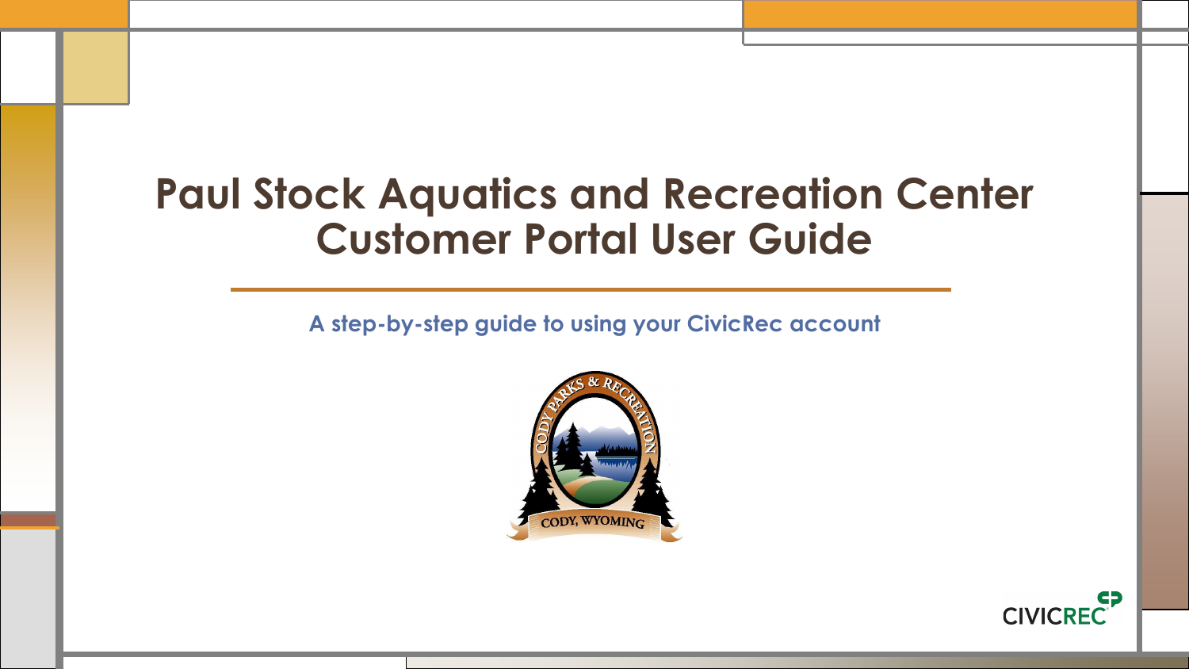# Paul Stock Aquatics and Recreation Center Customer Portal User Guide

A step-by-step guide to using your CivicRec account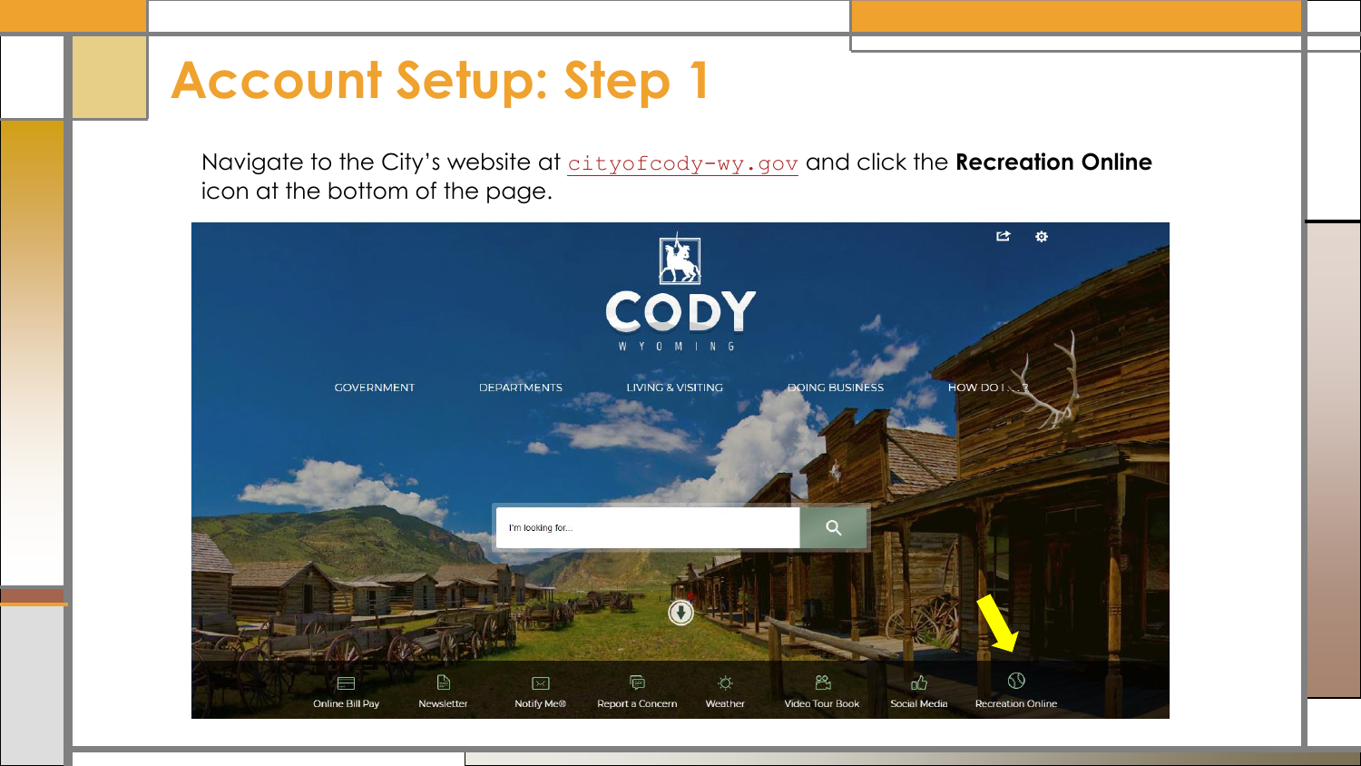# Account Setup: Step 1

Navigate to the City's website at `cityofcody-wy.gov` and click the **Recreation Online** icon at the bottom of the page.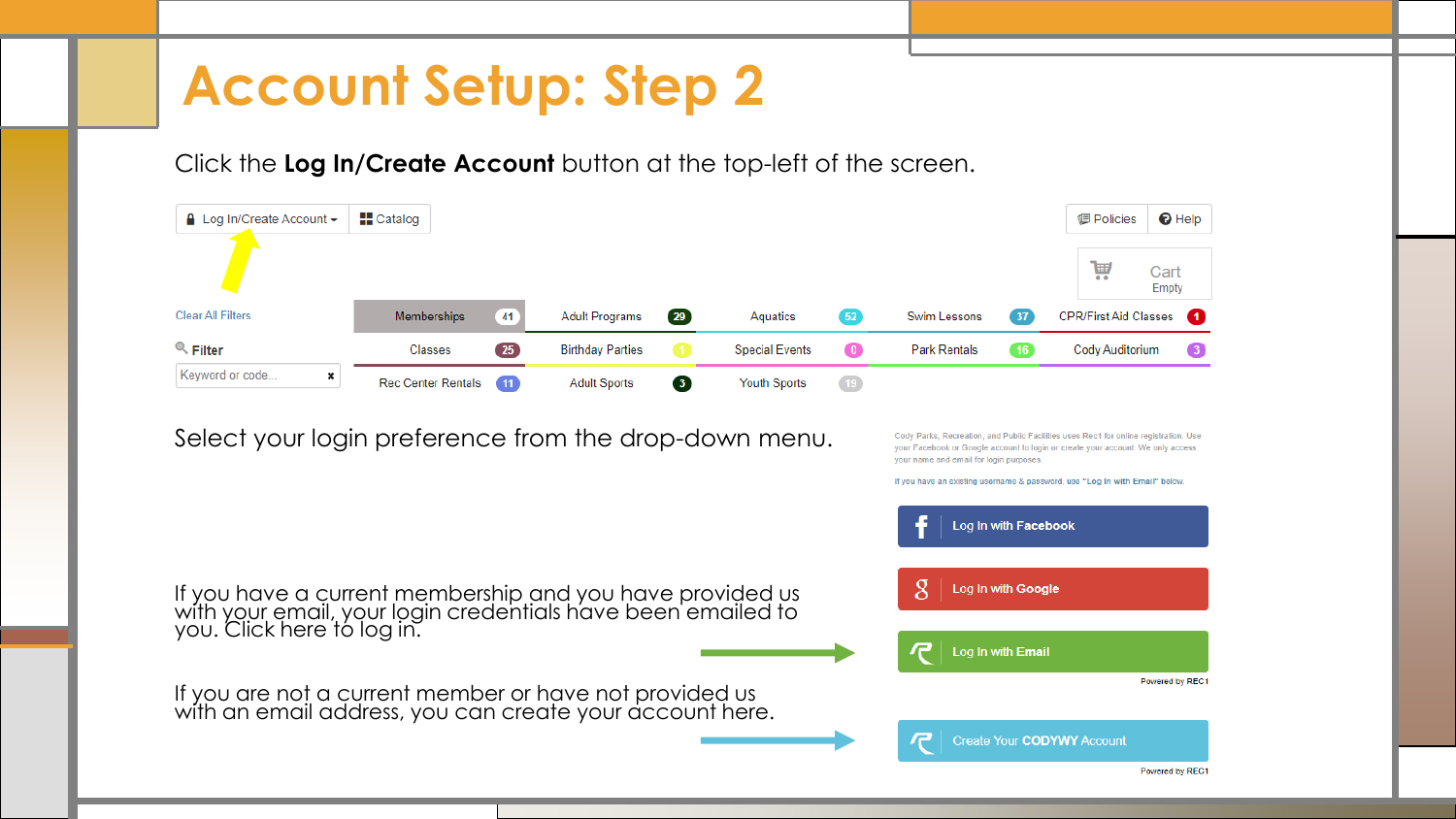# Account Setup: Step 2

Click the **Log In/Create Account** button at the top-left of the screen.

Log In/Create Account ▾ | Catalog | Policies | Help

Cart
Empty

Clear All Filters

Filter

Keyword or code...

| Memberships 41 | Adult Programs 29 | Aquatics 52 | Swim Lessons 37 | CPR/First Aid Classes 1 |
| --- | --- | --- | --- | --- |
| Classes 25 | Birthday Parties 1 | Special Events 0 | Park Rentals 16 | Cody Auditorium 3 |
| Rec Center Rentals 11 | Adult Sports 3 | Youth Sports 19 | | |

Select your login preference from the drop-down menu.

Cody Parks, Recreation, and Public Facilities uses Rec1 for online registration. Use your Facebook or Google account to login or create your account. We only access your name and email for login purposes.

If you have an existing username & password, use "Log In with Email" below.

Log In with Facebook

Log In with Google

If you have a current membership and you have provided us with your email, your login credentials have been emailed to you. Click here to log in.

Log In with Email

Powered by REC1

If you are not a current member or have not provided us with an email address, you can create your account here.

Create Your CODYWY Account

Powered by REC1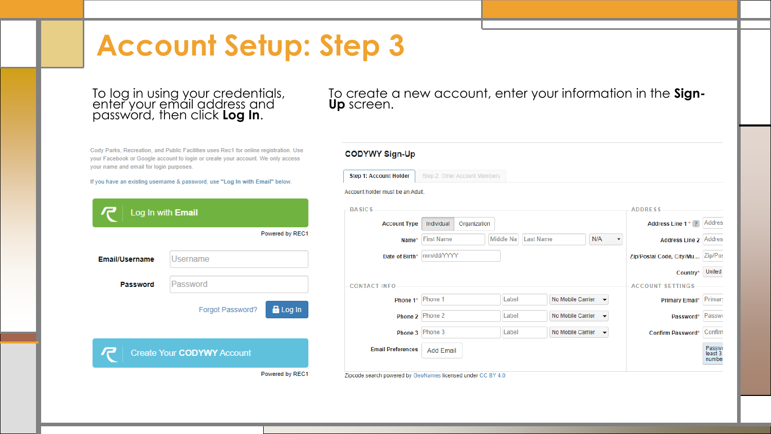# Account Setup: Step 3

To log in using your credentials, enter your email address and password, then click **Log In**.

Cody Parks, Recreation, and Public Facilities uses Rec1 for online registration. Use your Facebook or Google account to login or create your account. We only access your name and email for login purposes.

If you have an existing username & password, use **"Log In with Email"** below.

Log In with **Email**

Powered by REC1

**Email/Username** Username

**Password** Password

Forgot Password? Log In

Create Your **CODYWY** Account

Powered by REC1

To create a new account, enter your information in the **Sign-Up** screen.

**CODYWY Sign-Up**

Step 1: Account Holder | Step 2: Other Account Members

Account holder must be an Adult.

BASICS

Account Type: Individual | Organization

Name*: First Name | Middle Na | Last Name | N/A

Date of Birth*: mm/dd/YYYY

CONTACT INFO

Phone 1*: Phone 1 | Label | No Mobile Carrier

Phone 2: Phone 2 | Label | No Mobile Carrier

Phone 3: Phone 3 | Label | No Mobile Carrier

Email Preferences: Add Email

ADDRESS

Address Line 1*: Addres

Address Line 2: Addres

Zip/Postal Code, City/Mu...: Zip/Pos

Country*: United

ACCOUNT SETTINGS

Primary Email*: Primary

Password*: Passw

Confirm Password*: Confirm

Passw least 3 numbe

Zipcode search powered by GeoNames licensed under CC BY 4.0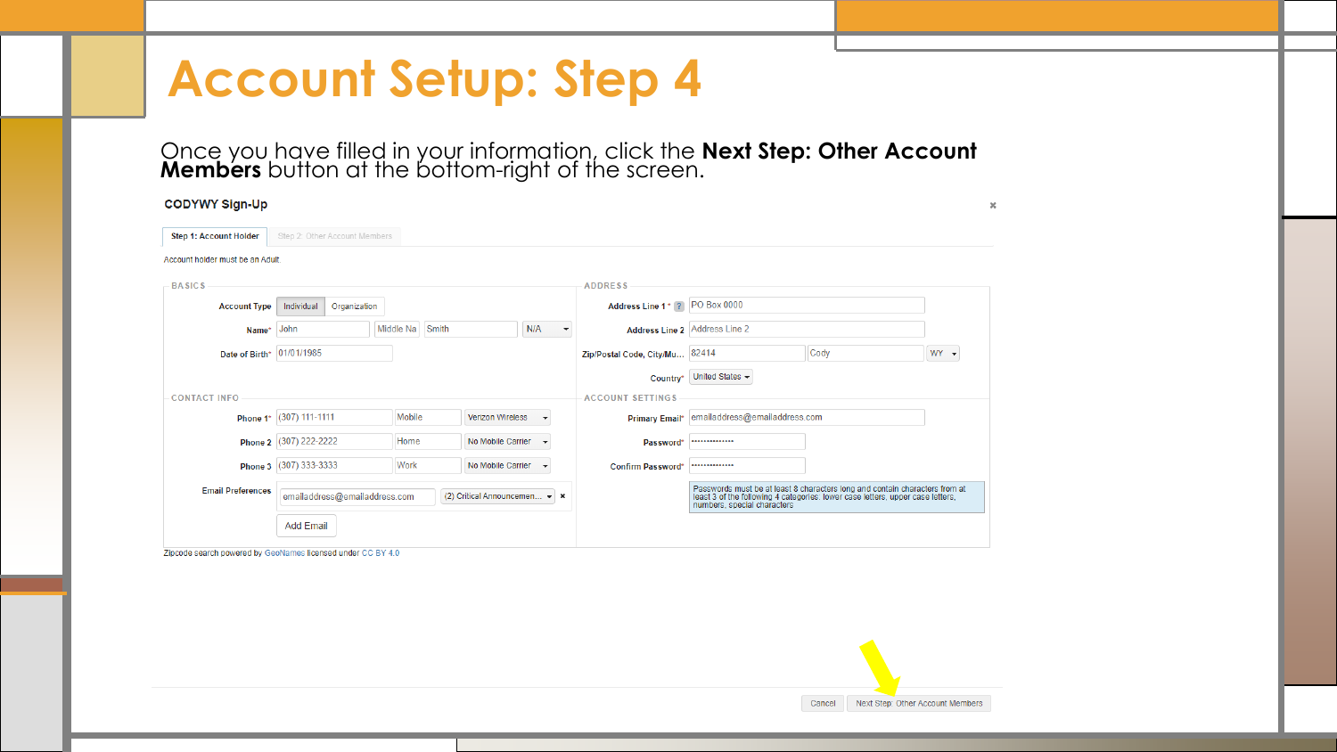# Account Setup: Step 4

Once you have filled in your information, click the **Next Step: Other Account Members** button at the bottom-right of the screen.

**CODYWY Sign-Up**

Step 1: Account Holder | Step 2: Other Account Members

Account holder must be an Adult

**BASICS**

- Account Type: Individual / Organization
- Name*: John | Middle Na | Smith | N/A
- Date of Birth*: 01/01/1985

**CONTACT INFO**

- Phone 1*: (307) 111-1111 | Mobile | Verizon Wireless
- Phone 2: (307) 222-2222 | Home | No Mobile Carrier
- Phone 3: (307) 333-3333 | Work | No Mobile Carrier
- Email Preferences: emailaddress@emailaddress.com | (2) Critical Announcemen...
- Add Email

**ADDRESS**

- Address Line 1*: PO Box 0000
- Address Line 2: Address Line 2
- Zip/Postal Code, City/Mu...: 82414 | Cody | WY
- Country*: United States

**ACCOUNT SETTINGS**

- Primary Email*: emailaddress@emailaddress.com
- Password*: ••••••••••••••
- Confirm Password*: ••••••••••••••

Passwords must be at least 8 characters long and contain characters from at least 3 of the following 4 categories: lower case letters, upper case letters, numbers, special characters

Zipcode search powered by GeoNames licensed under CC BY 4.0

Cancel | Next Step: Other Account Members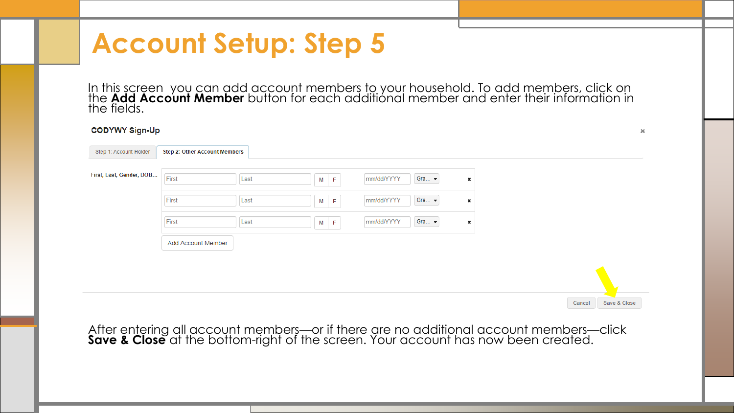# Account Setup: Step 5

In this screen you can add account members to your household. To add members, click on the **Add Account Member** button for each additional member and enter their information in the fields.

CODYWY Sign-Up

Step 1: Account Holder | Step 2: Other Account Members

First, Last, Gender, DOB...

| First | Last | M F | mm/dd/YYYY | Gra... | × |
|---|---|---|---|---|---|
| First | Last | M F | mm/dd/YYYY | Gra... | × |
| First | Last | M F | mm/dd/YYYY | Gra... | × |

Add Account Member

Cancel | Save & Close

After entering all account members—or if there are no additional account members—click **Save & Close** at the bottom-right of the screen. Your account has now been created.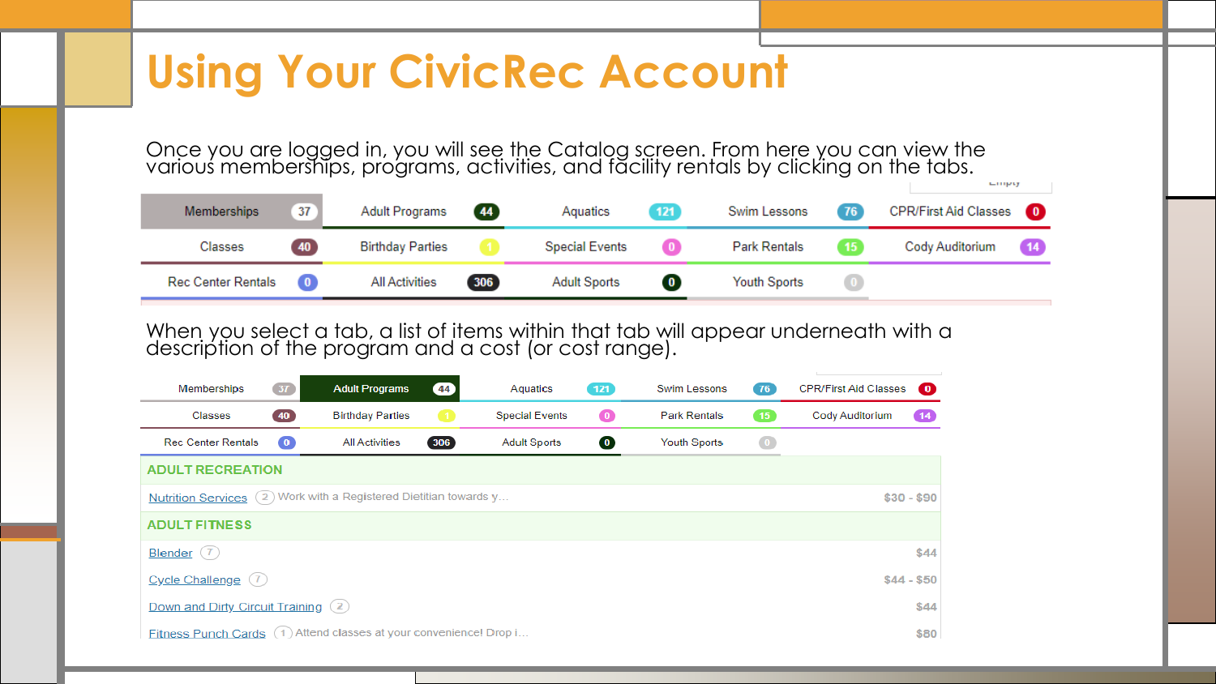# Using Your CivicRec Account

Once you are logged in, you will see the Catalog screen. From here you can view the various memberships, programs, activities, and facility rentals by clicking on the tabs.

| | | | | |
|---|---|---|---|---|
| Memberships 37 | Adult Programs 44 | Aquatics 121 | Swim Lessons 76 | CPR/First Aid Classes 0 |
| Classes 40 | Birthday Parties 1 | Special Events 0 | Park Rentals 15 | Cody Auditorium 14 |
| Rec Center Rentals 0 | All Activities 306 | Adult Sports 0 | Youth Sports 0 | |

When you select a tab, a list of items within that tab will appear underneath with a description of the program and a cost (or cost range).

| | | | | |
|---|---|---|---|---|
| Memberships 37 | Adult Programs 44 | Aquatics 121 | Swim Lessons 76 | CPR/First Aid Classes 0 |
| Classes 40 | Birthday Parties 1 | Special Events 0 | Park Rentals 15 | Cody Auditorium 14 |
| Rec Center Rentals 0 | All Activities 306 | Adult Sports 0 | Youth Sports 0 | |

**ADULT RECREATION**

| Item | Description | Cost |
|---|---|---|
| Nutrition Services (2) | Work with a Registered Dietitian towards y… | $30 - $90 |

**ADULT FITNESS**

| Item | Description | Cost |
|---|---|---|
| Blender (7) | | $44 |
| Cycle Challenge (7) | | $44 - $50 |
| Down and Dirty Circuit Training (2) | | $44 |
| Fitness Punch Cards (1) | Attend classes at your convenience! Drop i… | $80 |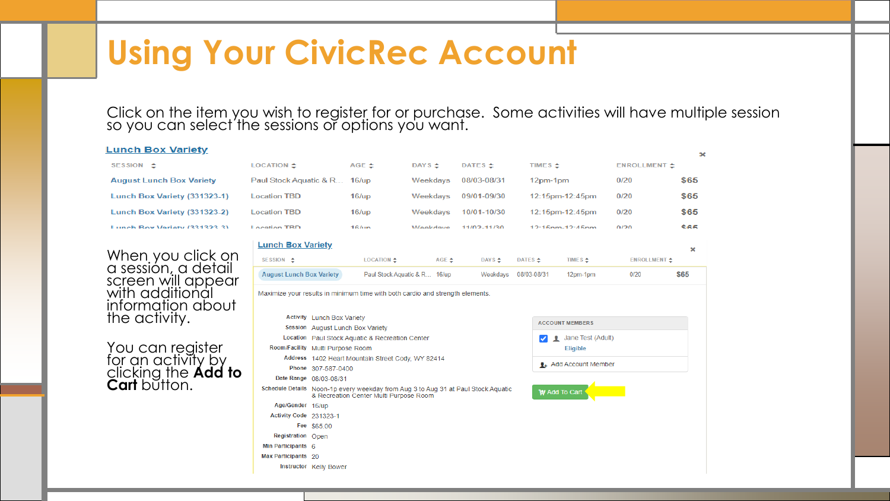# Using Your CivicRec Account

Click on the item you wish to register for or purchase. Some activities will have multiple session so you can select the sessions or options you want.

**Lunch Box Variety**

| SESSION | LOCATION | AGE | DAYS | DATES | TIMES | ENROLLMENT | |
|---|---|---|---|---|---|---|---|
| August Lunch Box Variety | Paul Stock Aquatic & R... | 16/up | Weekdays | 08/03-08/31 | 12pm-1pm | 0/20 | $65 |
| Lunch Box Variety (331323-1) | Location TBD | 16/up | Weekdays | 09/01-09/30 | 12:15pm-12:45pm | 0/20 | $65 |
| Lunch Box Variety (331323-2) | Location TBD | 16/up | Weekdays | 10/01-10/30 | 12:15pm-12:45pm | 0/20 | $65 |
| Lunch Box Variety (331323-3) | Location TBD | 16/up | Weekdays | 11/02-11/30 | 12:15pm-12:45pm | 0/20 | $65 |

When you click on a session, a detail screen will appear with additional information about the activity.

You can register for an activity by clicking the **Add to Cart** button.

**Lunch Box Variety**

| SESSION | LOCATION | AGE | DAYS | DATES | TIMES | ENROLLMENT | |
|---|---|---|---|---|---|---|---|
| August Lunch Box Variety | Paul Stock Aquatic & R... | 16/up | Weekdays | 08/03-08/31 | 12pm-1pm | 0/20 | $65 |

Maximize your results in minimum time with both cardio and strength elements.

| | |
|---|---|
| Activity | Lunch Box Variety |
| Session | August Lunch Box Variety |
| Location | Paul Stock Aquatic & Recreation Center |
| Room/Facility | Multi Purpose Room |
| Address | 1402 Heart Mountain Street Cody, WY 82414 |
| Phone | 307-587-0400 |
| Date Range | 08/03-08/31 |
| Schedule Details | Noon-1p every weekday from Aug 3 to Aug 31 at Paul Stock Aquatic & Recreation Center Multi Purpose Room |
| Age/Gender | 16/up |
| Activity Code | 231323-1 |
| Fee | $65.00 |
| Registration | Open |
| Min Participants | 6 |
| Max Participants | 20 |
| Instructor | Kelly Bower |

ACCOUNT MEMBERS

- [x] Jane Test (Adult) — Eligible

Add Account Member

Add To Cart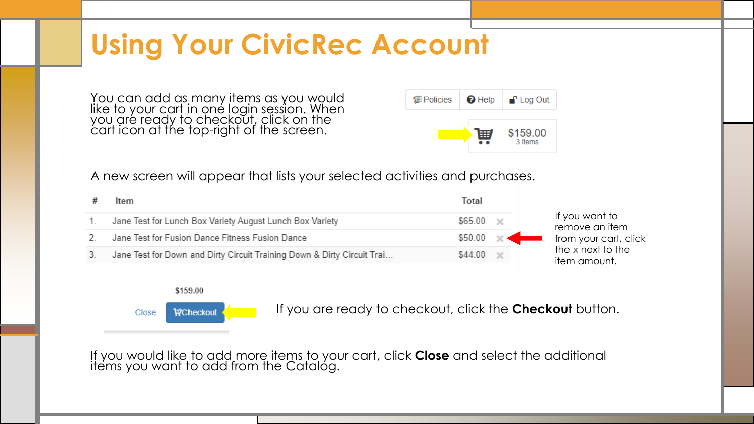# Using Your CivicRec Account

You can add as many items as you would like to your cart in one login session. When you are ready to checkout, click on the cart icon at the top-right of the screen.

Policies | Help | Log Out

$159.00
3 items

A new screen will appear that lists your selected activities and purchases.

| # | Item | Total | |
|---|---|---|---|
| 1. | Jane Test for Lunch Box Variety August Lunch Box Variety | $65.00 | × |
| 2. | Jane Test for Fusion Dance Fitness Fusion Dance | $50.00 | × |
| 3. | Jane Test for Down and Dirty Circuit Training Down & Dirty Circuit Trai... | $44.00 | × |

If you want to remove an item from your cart, click the **x** next to the item amount.

$159.00

Close | Checkout

If you are ready to checkout, click the **Checkout** button.

If you would like to add more items to your cart, click **Close** and select the additional items you want to add from the Catalog.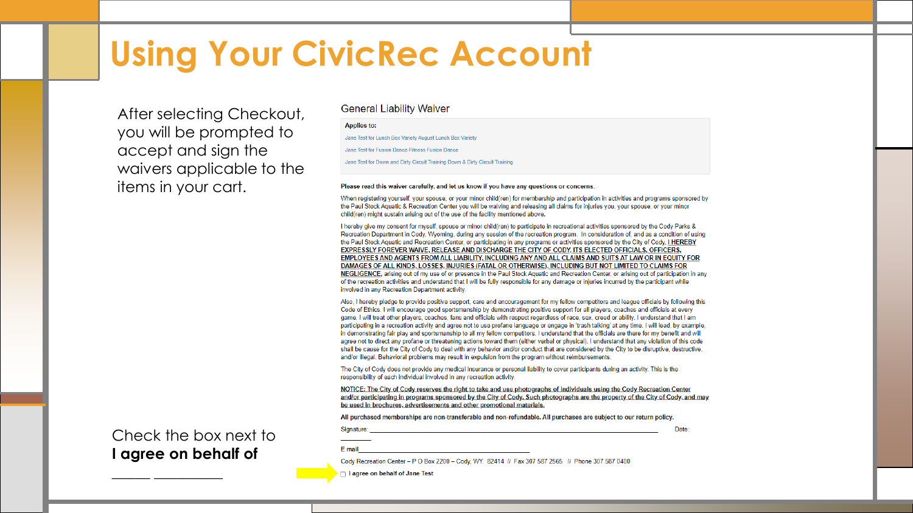# Using Your CivicRec Account

After selecting Checkout, you will be prompted to accept and sign the waivers applicable to the items in your cart.

Check the box next to **I agree on behalf of _____ _________**

## General Liability Waiver

**Applies to:**

Jane Test for Lunch Box Variety August Lunch Box Variety

Jane Test for Fusion Dance Fitness Fusion Dance

Jane Test for Down and Dirty Circuit Training Down & Dirty Circuit Training

**Please read this waiver carefully, and let us know if you have any questions or concerns.**

When registering yourself, your spouse, or your minor child(ren) for membership and participation in activities and programs sponsored by the Paul Stock Aquatic & Recreation Center you will be waiving and releasing all claims for injuries you, your spouse, or your minor child(ren) might sustain arising out of the use of the facility mentioned above.

I hereby give my consent for myself, spouse or minor child(ren) to participate in recreational activities sponsored by the Cody Parks & Recreation Department in Cody, Wyoming, during any session of the recreation program. In consideration of, and as a condition of using the Paul Stock Aquatic and Recreation Center, or participating in any programs or activities sponsored by the City of Cody, **I HEREBY EXPRESSLY FOREVER WAIVE, RELEASE AND DISCHARGE THE CITY OF CODY, ITS ELECTED OFFICIALS, OFFICERS, EMPLOYEES AND AGENTS FROM ALL LIABILITY, INCLUDING ANY AND ALL CLAIMS AND SUITS AT LAW OR IN EQUITY FOR DAMAGES OF ALL KINDS, LOSSES, INJURIES (FATAL OR OTHERWISE), INCLUDING BUT NOT LIMITED TO CLAIMS FOR NEGLIGENCE,** arising out of my use of or presence in the Paul Stock Aquatic and Recreation Center, or arising out of participation in any of the recreation activities and understand that I will be fully responsible for any damage or injuries incurred by the participant while involved in any Recreation Department activity.

Also, I hereby pledge to provide positive support, care and encouragement for my fellow competitors and league officials by following this Code of Ethics. I will encourage good sportsmanship by demonstrating positive support for all players, coaches and officials at every game. I will treat other players, coaches, fans and officials with respect regardless of race, sex, creed or ability. I understand that I am participating in a recreation activity and agree not to use profane language or engage in 'trash talking' at any time. I will lead, by example, in demonstrating fair play and sportsmanship to all my fellow competitors. I understand that the officials are there for my benefit and will agree not to direct any profane or threatening actions toward them (either verbal or physical). I understand that any violation of this code shall be cause for the City of Cody to deal with any behavior and/or conduct that are considered by the City to be disruptive, destructive, and/or illegal. Behavioral problems may result in expulsion from the program without reimbursements.

The City of Cody does not provide any medical insurance or personal liability to cover participants during an activity. This is the responsibility of each individual involved in any recreation activity.

**NOTICE: The City of Cody reserves the right to take and use photographs of individuals using the Cody Recreation Center and/or participating in programs sponsored by the City of Cody. Such photographs are the property of the City of Cody, and may be used in brochures, advertisements and other promotional materials.**

**All purchased memberships are non-transferable and non-refundable. All purchases are subject to our return policy.**

Signature: ______________________________ Date: ________

E mail ______________________________

Cody Recreation Center – P O Box 2200 – Cody, WY 82414 // Fax 307 587 2565 // Phone 307 587 0400

☐ I agree on behalf of Jane Test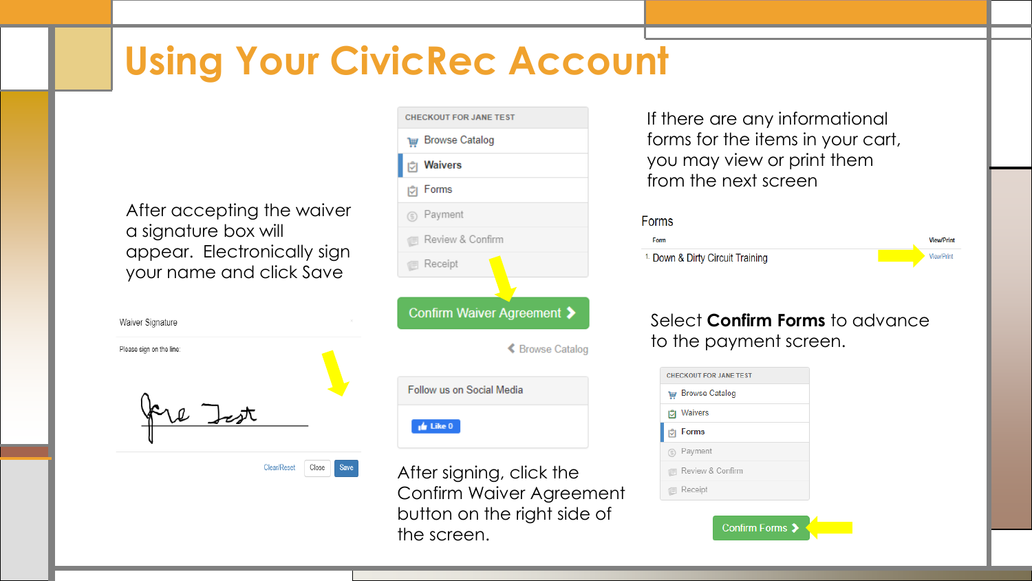# Using Your CivicRec Account

After accepting the waiver a signature box will appear. Electronically sign your name and click Save

Waiver Signature

Please sign on the line:

Clear/Reset Close Save

CHECKOUT FOR JANE TEST

- Browse Catalog
- Waivers
- Forms
- Payment
- Review & Confirm
- Receipt

Confirm Waiver Agreement

Browse Catalog

Follow us on Social Media

Like 0

After signing, click the Confirm Waiver Agreement button on the right side of the screen.

If there are any informational forms for the items in your cart, you may view or print them from the next screen

Forms

| Form | View/Print |
| --- | --- |
| 1. Down & Dirty Circuit Training | View/Print |

Select **Confirm Forms** to advance to the payment screen.

CHECKOUT FOR JANE TEST

- Browse Catalog
- Waivers
- Forms
- Payment
- Review & Confirm
- Receipt

Confirm Forms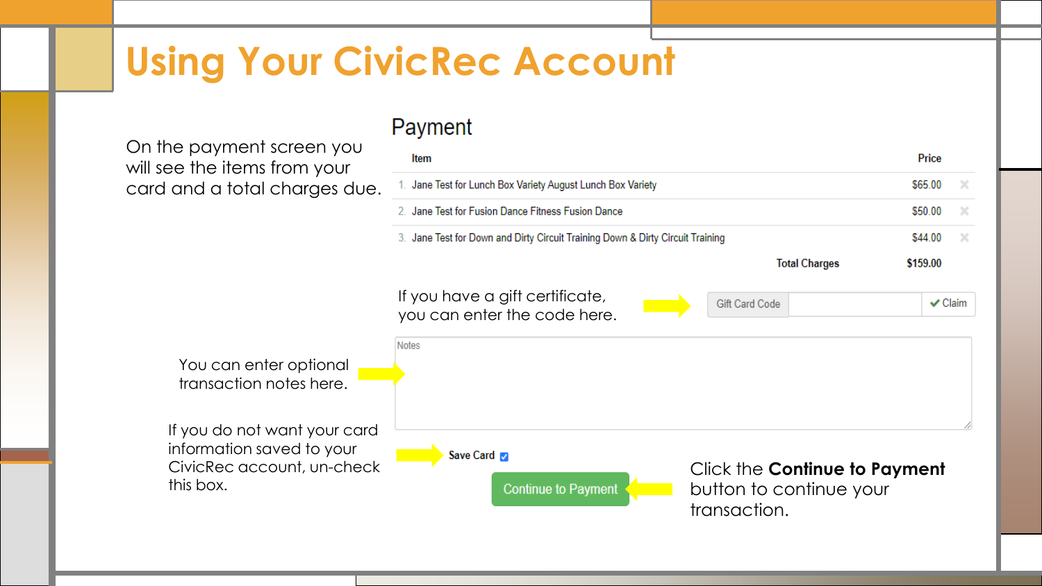# Using Your CivicRec Account

On the payment screen you will see the items from your card and a total charges due.

## Payment

| | Item | Price |
|---|---|---|
| 1. | Jane Test for Lunch Box Variety August Lunch Box Variety | $65.00 |
| 2. | Jane Test for Fusion Dance Fitness Fusion Dance | $50.00 |
| 3. | Jane Test for Down and Dirty Circuit Training Down & Dirty Circuit Training | $44.00 |
| | **Total Charges** | **$159.00** |

If you have a gift certificate, you can enter the code here.

Gift Card Code | ✔ Claim

You can enter optional transaction notes here.

Notes

If you do not want your card information saved to your CivicRec account, un-check this box.

**Save Card** ☑

Continue to Payment

Click the **Continue to Payment** button to continue your transaction.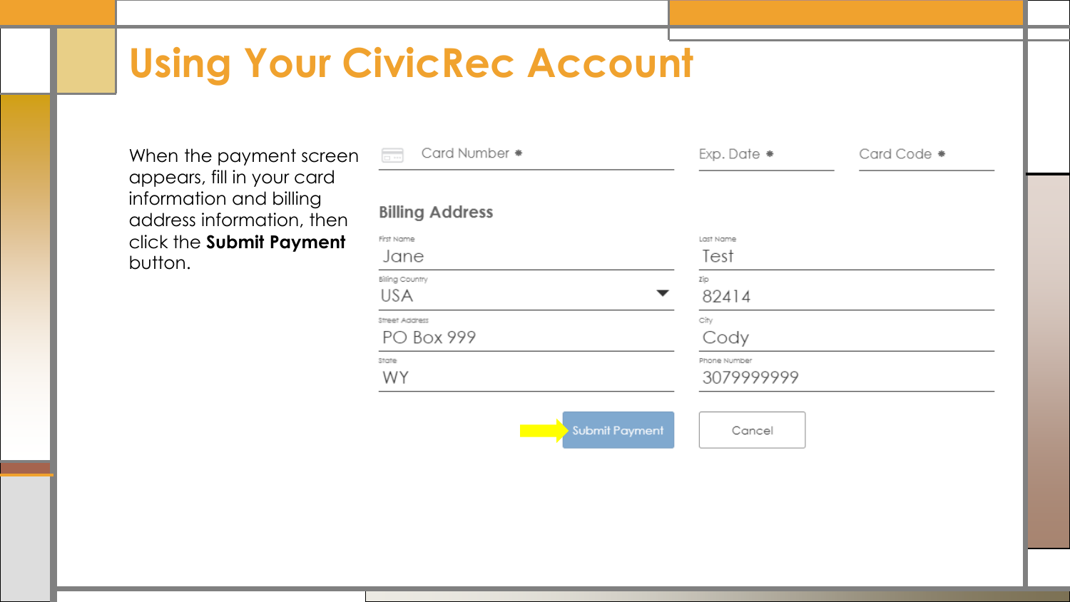# Using Your CivicRec Account

When the payment screen appears, fill in your card information and billing address information, then click the **Submit Payment** button.

Card Number *

Exp. Date *

Card Code *

**Billing Address**

| First Name | Last Name |
| --- | --- |
| Jane | Test |
| Billing Country | Zip |
| USA | 82414 |
| Street Address | City |
| PO Box 999 | Cody |
| State | Phone Number |
| WY | 3079999999 |

Submit Payment

Cancel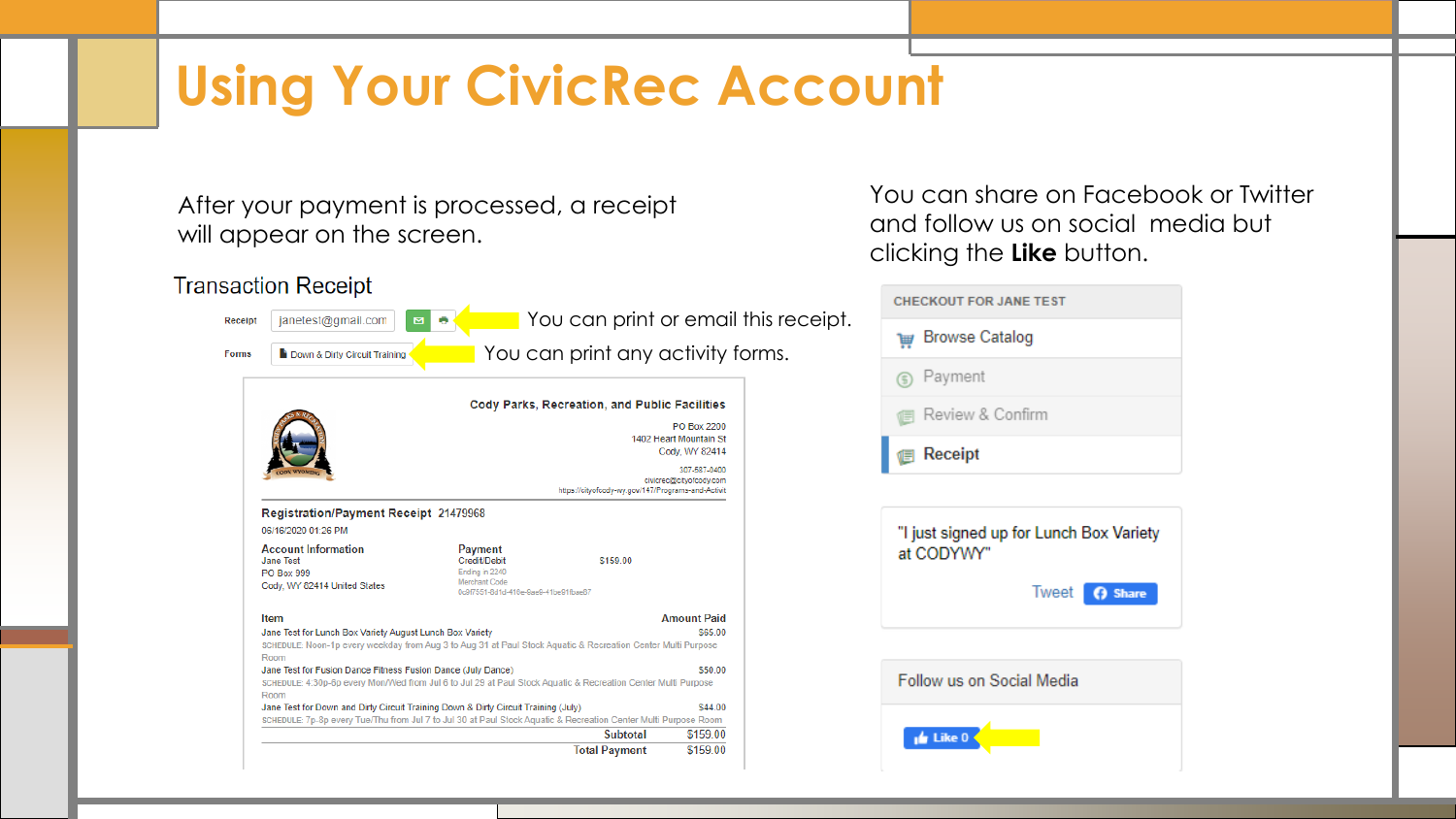# Using Your CivicRec Account

After your payment is processed, a receipt will appear on the screen.

### Transaction Receipt

Receipt janetest@gmail.com — You can print or email this receipt.

Forms Down & Dirty Circuit Training — You can print any activity forms.

**Cody Parks, Recreation, and Public Facilities**

PO Box 2200
1402 Heart Mountain St
Cody, WY 82414

307-587-0400
civicrec@cityofcody.com
https://cityofcody-wy.gov/147/Programs-and-Activit

**Registration/Payment Receipt** 21479968

06/16/2020 01:26 PM

**Account Information**
Jane Test
PO Box 999
Cody, WY 82414 United States

**Payment**
Credit/Debit $159.00
Ending in 2240
Merchant Code
0c9f7551-8d1d-416e-9ae9-41be91fbae87

| Item | Amount Paid |
|---|---|
| Jane Test for Lunch Box Variety August Lunch Box Variety<br>SCHEDULE: Noon-1p every weekday from Aug 3 to Aug 31 at Paul Stock Aquatic & Recreation Center Multi Purpose Room | $65.00 |
| Jane Test for Fusion Dance Fitness Fusion Dance (July Dance)<br>SCHEDULE: 4:30p-5p every Mon/Wed from Jul 6 to Jul 29 at Paul Stock Aquatic & Recreation Center Multi Purpose Room | $50.00 |
| Jane Test for Down and Dirty Circuit Training Down & Dirty Circuit Training (July)<br>SCHEDULE: 7p-8p every Tue/Thu from Jul 7 to Jul 30 at Paul Stock Aquatic & Recreation Center Multi Purpose Room | $44.00 |
| Subtotal | $159.00 |
| Total Payment | $159.00 |

You can share on Facebook or Twitter and follow us on social media but clicking the **Like** button.

**CHECKOUT FOR JANE TEST**

- Browse Catalog
- Payment
- Review & Confirm
- **Receipt**

"I just signed up for Lunch Box Variety at CODYWY"

Tweet Share

Follow us on Social Media

Like 0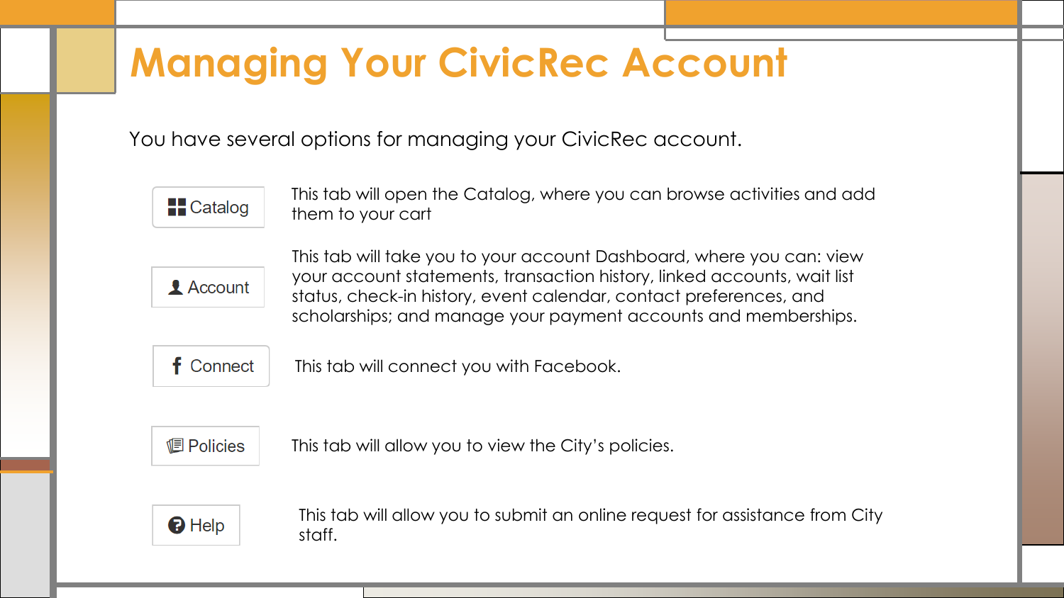# Managing Your CivicRec Account

You have several options for managing your CivicRec account.

| Tab | Description |
| --- | --- |
| Catalog | This tab will open the Catalog, where you can browse activities and add them to your cart |
| Account | This tab will take you to your account Dashboard, where you can: view your account statements, transaction history, linked accounts, wait list status, check-in history, event calendar, contact preferences, and scholarships; and manage your payment accounts and memberships. |
| Connect | This tab will connect you with Facebook. |
| Policies | This tab will allow you to view the City's policies. |
| Help | This tab will allow you to submit an online request for assistance from City staff. |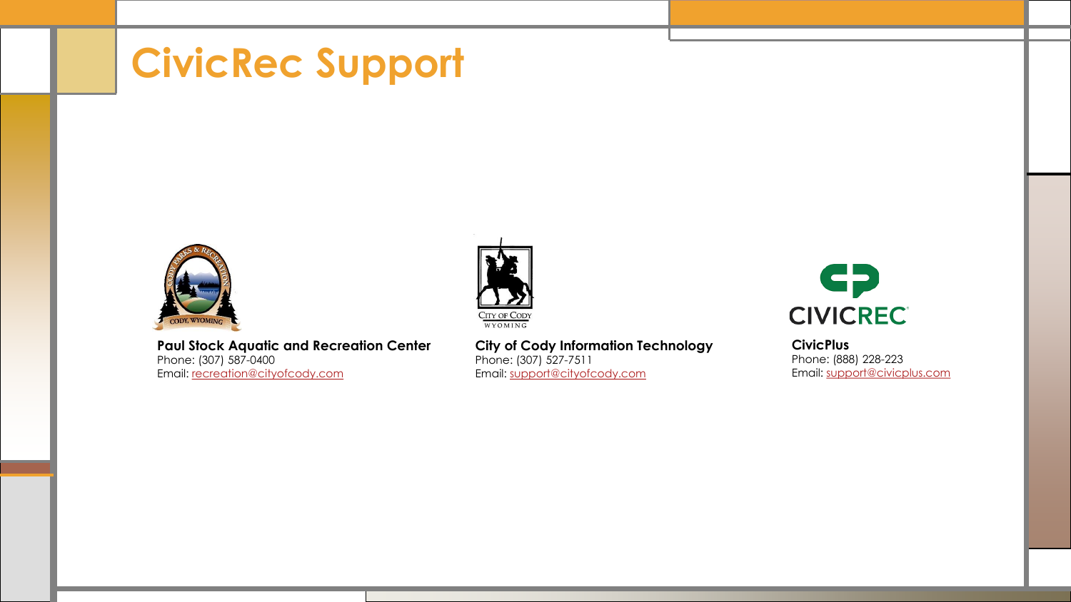# CivicRec Support

**Paul Stock Aquatic and Recreation Center**
Phone: (307) 587-0400
Email: recreation@cityofcody.com

**City of Cody Information Technology**
Phone: (307) 527-7511
Email: support@cityofcody.com

**CivicPlus**
Phone: (888) 228-223
Email: support@civicplus.com